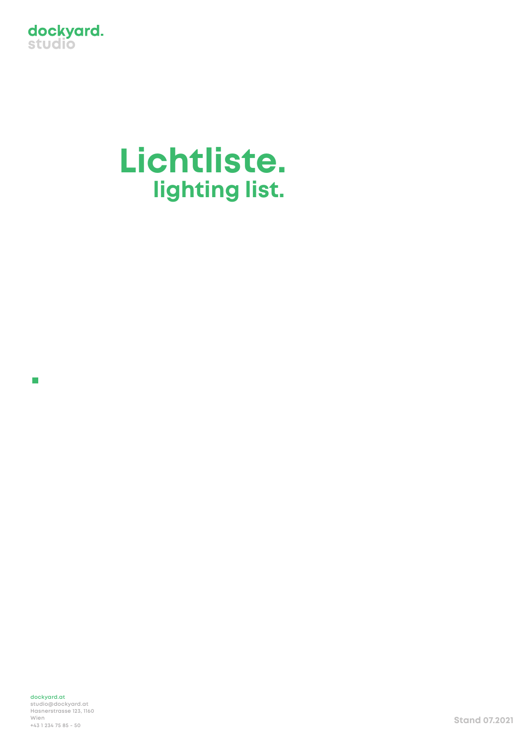dockyard.
studio

# Lichtliste.

## lighting list.

dockyard.at
studio@dockyard.at
Hasnerstrasse 123, 1160
Wien
+43 1 234 75 85 - 50

Stand 07.2021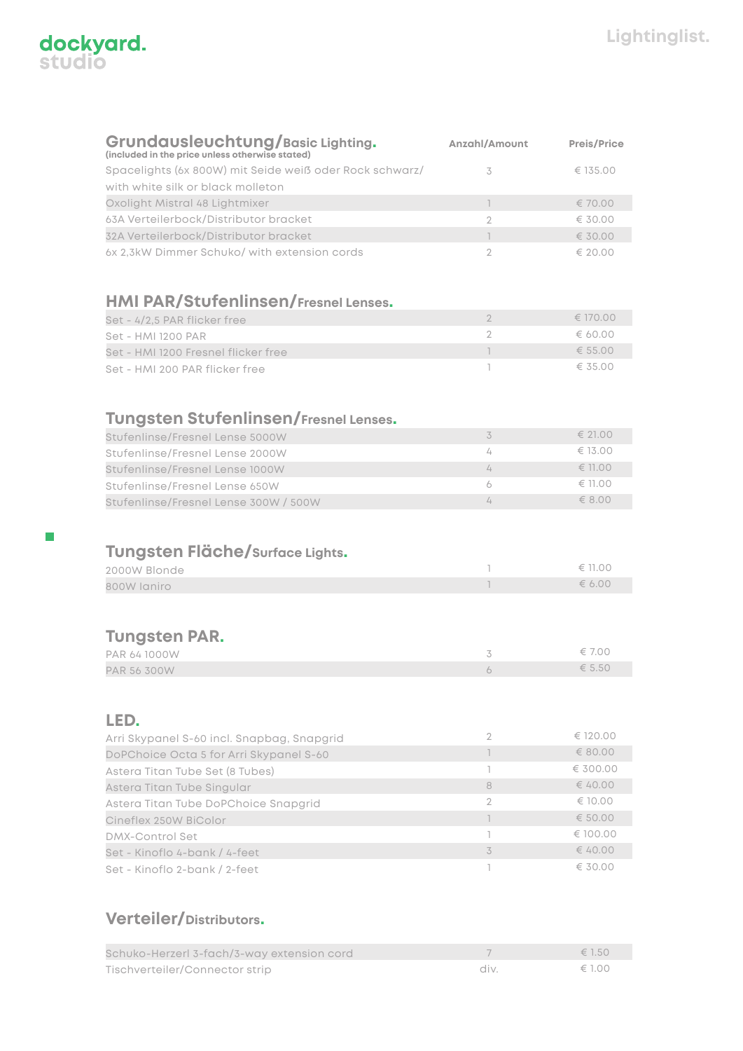dockyard.
studio

# Lightinglist.

## Grundausleuchtung/Basic Lighting.
(included in the price unless otherwise stated)

| | Anzahl/Amount | Preis/Price |
|---|---|---|
| Spacelights (6x 800W) mit Seide weiß oder Rock schwarz/ with white silk or black molleton | 3 | € 135.00 |
| Oxolight Mistral 48 Lightmixer | 1 | € 70.00 |
| 63A Verteilerbock/Distributor bracket | 2 | € 30.00 |
| 32A Verteilerbock/Distributor bracket | 1 | € 30.00 |
| 6x 2,3kW Dimmer Schuko/ with extension cords | 2 | € 20.00 |

## HMI PAR/Stufenlinsen/Fresnel Lenses.

| | | |
|---|---|---|
| Set - 4/2,5 PAR flicker free | 2 | € 170.00 |
| Set - HMI 1200 PAR | 2 | € 60.00 |
| Set - HMI 1200 Fresnel flicker free | 1 | € 55.00 |
| Set - HMI 200 PAR flicker free | 1 | € 35.00 |

## Tungsten Stufenlinsen/Fresnel Lenses.

| | | |
|---|---|---|
| Stufenlinse/Fresnel Lense 5000W | 3 | € 21.00 |
| Stufenlinse/Fresnel Lense 2000W | 4 | € 13.00 |
| Stufenlinse/Fresnel Lense 1000W | 4 | € 11.00 |
| Stufenlinse/Fresnel Lense 650W | 6 | € 11.00 |
| Stufenlinse/Fresnel Lense 300W / 500W | 4 | € 8.00 |

## Tungsten Fläche/Surface Lights.

| | | |
|---|---|---|
| 2000W Blonde | 1 | € 11.00 |
| 800W Ianiro | 1 | € 6.00 |

## Tungsten PAR.

| | | |
|---|---|---|
| PAR 64 1000W | 3 | € 7.00 |
| PAR 56 300W | 6 | € 5.50 |

## LED.

| | | |
|---|---|---|
| Arri Skypanel S-60 incl. Snapbag, Snapgrid | 2 | € 120.00 |
| DoPChoice Octa 5 for Arri Skypanel S-60 | 1 | € 80.00 |
| Astera Titan Tube Set (8 Tubes) | 1 | € 300.00 |
| Astera Titan Tube Singular | 8 | € 40.00 |
| Astera Titan Tube DoPChoice Snapgrid | 2 | € 10.00 |
| Cineflex 250W BiColor | 1 | € 50.00 |
| DMX-Control Set | 1 | € 100.00 |
| Set - Kinoflo 4-bank / 4-feet | 3 | € 40.00 |
| Set - Kinoflo 2-bank / 2-feet | 1 | € 30.00 |

## Verteiler/Distributors.

| | | |
|---|---|---|
| Schuko-Herzerl 3-fach/3-way extension cord | 7 | € 1.50 |
| Tischverteiler/Connector strip | div. | € 1.00 |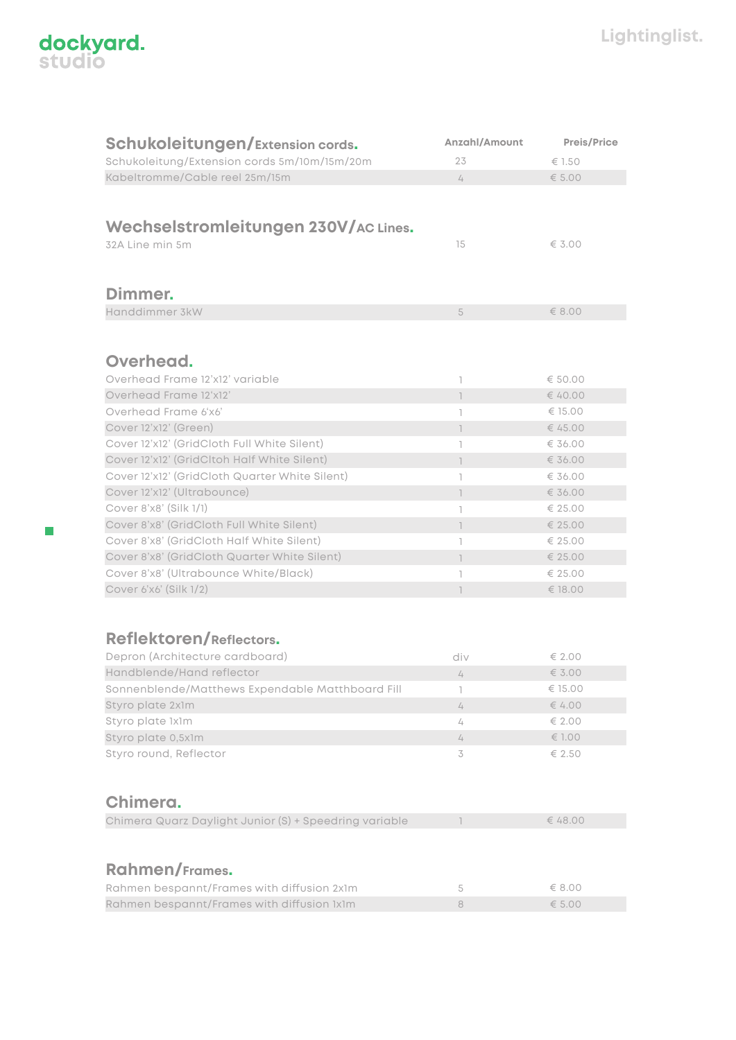# Lightinglist.

## Schukoleitungen/Extension cords.

| | Anzahl/Amount | Preis/Price |
|---|---|---|
| Schukoleitung/Extension cords 5m/10m/15m/20m | 23 | € 1.50 |
| Kabeltromme/Cable reel 25m/15m | 4 | € 5.00 |

## Wechselstromleitungen 230V/AC Lines.

| | Anzahl/Amount | Preis/Price |
|---|---|---|
| 32A Line min 5m | 15 | € 3.00 |

## Dimmer.

| | Anzahl/Amount | Preis/Price |
|---|---|---|
| Handdimmer 3kW | 5 | € 8.00 |

## Overhead.

| | Anzahl/Amount | Preis/Price |
|---|---|---|
| Overhead Frame 12'x12' variable | 1 | € 50.00 |
| Overhead Frame 12'x12' | 1 | € 40.00 |
| Overhead Frame 6'x6' | 1 | € 15.00 |
| Cover 12'x12' (Green) | 1 | € 45.00 |
| Cover 12'x12' (GridCloth Full White Silent) | 1 | € 36.00 |
| Cover 12'x12' (GridCltoh Half White Silent) | 1 | € 36.00 |
| Cover 12'x12' (GridCloth Quarter White Silent) | 1 | € 36.00 |
| Cover 12'x12' (Ultrabounce) | 1 | € 36.00 |
| Cover 8'x8' (Silk 1/1) | 1 | € 25.00 |
| Cover 8'x8' (GridCloth Full White Silent) | 1 | € 25.00 |
| Cover 8'x8' (GridCloth Half White Silent) | 1 | € 25.00 |
| Cover 8'x8' (GridCloth Quarter White Silent) | 1 | € 25.00 |
| Cover 8'x8' (Ultrabounce White/Black) | 1 | € 25.00 |
| Cover 6'x6' (Silk 1/2) | 1 | € 18.00 |

## Reflektoren/Reflectors.

| | Anzahl/Amount | Preis/Price |
|---|---|---|
| Depron (Architecture cardboard) | div | € 2.00 |
| Handblende/Hand reflector | 4 | € 3.00 |
| Sonnenblende/Matthews Expendable Matthboard Fill | 1 | € 15.00 |
| Styro plate 2x1m | 4 | € 4.00 |
| Styro plate 1x1m | 4 | € 2.00 |
| Styro plate 0,5x1m | 4 | € 1.00 |
| Styro round, Reflector | 3 | € 2.50 |

## Chimera.

| | Anzahl/Amount | Preis/Price |
|---|---|---|
| Chimera Quarz Daylight Junior (S) + Speedring variable | 1 | € 48.00 |

## Rahmen/Frames.

| | Anzahl/Amount | Preis/Price |
|---|---|---|
| Rahmen bespannt/Frames with diffusion 2x1m | 5 | € 8.00 |
| Rahmen bespannt/Frames with diffusion 1x1m | 8 | € 5.00 |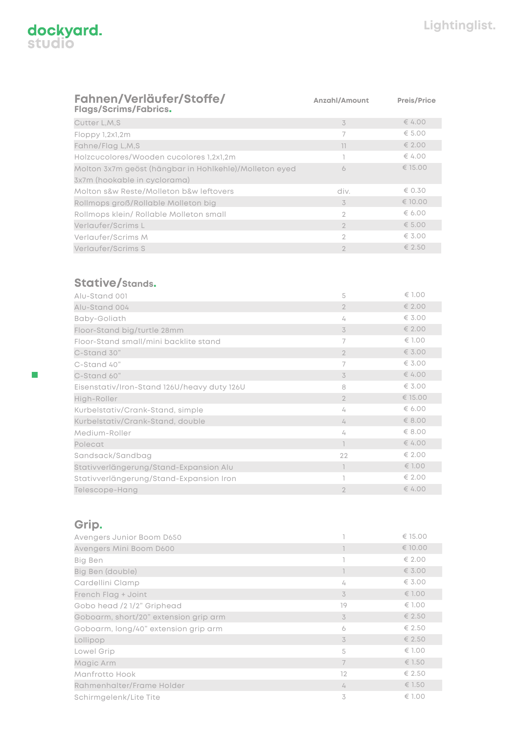# dockyard. studio

## Lightinglist.

| Fahnen/Verläufer/Stoffe/ Flags/Scrims/Fabrics. | Anzahl/Amount | Preis/Price |
|---|---|---|
| Cutter L,M,S | 3 | € 4.00 |
| Floppy 1,2x1,2m | 7 | € 5.00 |
| Fahne/Flag L,M,S | 11 | € 2.00 |
| Holzcucolores/Wooden cucolores 1,2x1,2m | 1 | € 4.00 |
| Molton 3x7m geöst (hängbar in Hohlkehle)/Molleton eyed 3x7m (hookable in cyclorama) | 6 | € 15.00 |
| Molton s&w Reste/Molleton b&w leftovers | div. | € 0.30 |
| Rollmops groß/Rollable Molleton big | 3 | € 10.00 |
| Rollmops klein/ Rollable Molleton small | 2 | € 6.00 |
| Verlaufer/Scrims L | 2 | € 5.00 |
| Verlaufer/Scrims M | 2 | € 3.00 |
| Verlaufer/Scrims S | 2 | € 2.50 |

## Stative/Stands.

| Stative/Stands. | Anzahl/Amount | Preis/Price |
|---|---|---|
| Alu-Stand 001 | 5 | € 1.00 |
| Alu-Stand 004 | 2 | € 2.00 |
| Baby-Goliath | 4 | € 3.00 |
| Floor-Stand big/turtle 28mm | 3 | € 2.00 |
| Floor-Stand small/mini backlite stand | 7 | € 1.00 |
| C-Stand 30" | 2 | € 3.00 |
| C-Stand 40" | 7 | € 3.00 |
| C-Stand 60" | 3 | € 4.00 |
| Eisenstativ/Iron-Stand 126U/heavy duty 126U | 8 | € 3.00 |
| High-Roller | 2 | € 15.00 |
| Kurbelstativ/Crank-Stand, simple | 4 | € 6.00 |
| Kurbelstativ/Crank-Stand, double | 4 | € 8.00 |
| Medium-Roller | 4 | € 8.00 |
| Polecat | 1 | € 4.00 |
| Sandsack/Sandbag | 22 | € 2.00 |
| Stativverlängerung/Stand-Expansion Alu | 1 | € 1.00 |
| Stativverlängerung/Stand-Expansion Iron | 1 | € 2.00 |
| Telescope-Hang | 2 | € 4.00 |

## Grip.

| Grip. | Anzahl/Amount | Preis/Price |
|---|---|---|
| Avengers Junior Boom D650 | 1 | € 15.00 |
| Avengers Mini Boom D600 | 1 | € 10.00 |
| Big Ben | 1 | € 2.00 |
| Big Ben (double) | 1 | € 3.00 |
| Cardellini Clamp | 4 | € 3.00 |
| French Flag + Joint | 3 | € 1.00 |
| Gobo head /2 1/2" Griphead | 19 | € 1.00 |
| Goboarm, short/20" extension grip arm | 3 | € 2.50 |
| Goboarm, long/40" extension grip arm | 6 | € 2.50 |
| Lollipop | 3 | € 2.50 |
| Lowel Grip | 5 | € 1.00 |
| Magic Arm | 7 | € 1.50 |
| Manfrotto Hook | 12 | € 2.50 |
| Rahmenhalter/Frame Holder | 4 | € 1.50 |
| Schirmgelenk/Lite Tite | 3 | € 1.00 |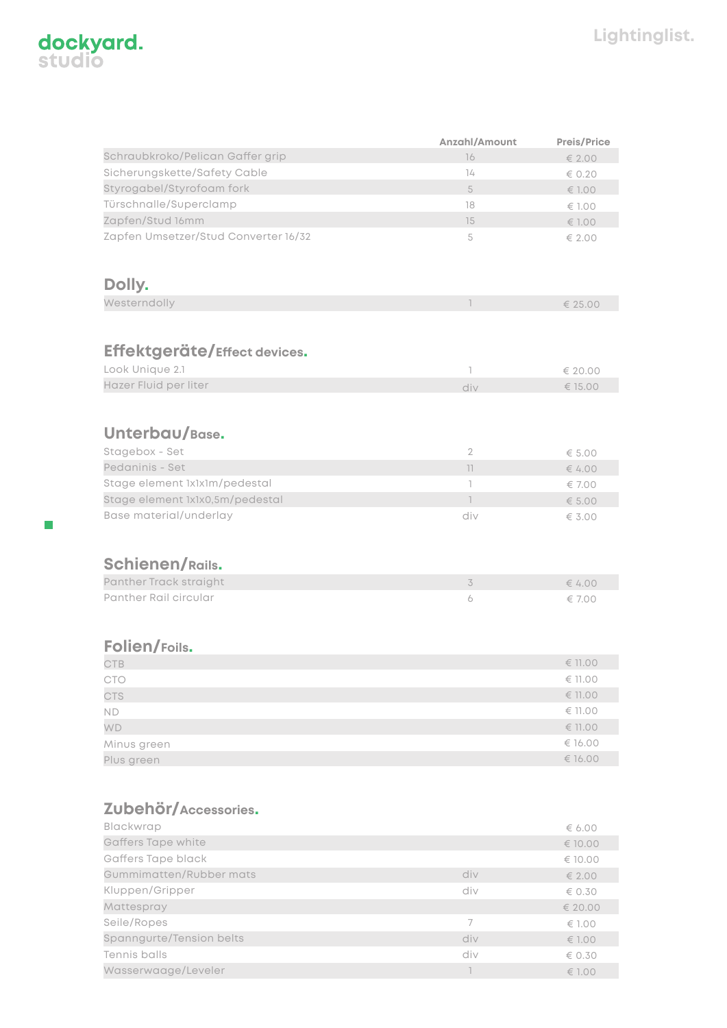| | Anzahl/Amount | Preis/Price |
|---|---|---|
| Schraubkroko/Pelican Gaffer grip | 16 | € 2.00 |
| Sicherungskette/Safety Cable | 14 | € 0.20 |
| Styrogabel/Styrofoam fork | 5 | € 1.00 |
| Türschnalle/Superclamp | 18 | € 1.00 |
| Zapfen/Stud 16mm | 15 | € 1.00 |
| Zapfen Umsetzer/Stud Converter 16/32 | 5 | € 2.00 |

## Dolly.

| | | |
|---|---|---|
| Westerndolly | 1 | € 25.00 |

## Effektgeräte/Effect devices.

| | | |
|---|---|---|
| Look Unique 2.1 | 1 | € 20.00 |
| Hazer Fluid per liter | div | € 15.00 |

## Unterbau/Base.

| | | |
|---|---|---|
| Stagebox - Set | 2 | € 5.00 |
| Pedaninis - Set | 11 | € 4.00 |
| Stage element 1x1x1m/pedestal | 1 | € 7.00 |
| Stage element 1x1x0,5m/pedestal | 1 | € 5.00 |
| Base material/underlay | div | € 3.00 |

## Schienen/Rails.

| | | |
|---|---|---|
| Panther Track straight | 3 | € 4.00 |
| Panther Rail circular | 6 | € 7.00 |

## Folien/Foils.

| | | |
|---|---|---|
| CTB | | € 11.00 |
| CTO | | € 11.00 |
| CTS | | € 11.00 |
| ND | | € 11.00 |
| WD | | € 11.00 |
| Minus green | | € 16.00 |
| Plus green | | € 16.00 |

## Zubehör/Accessories.

| | | |
|---|---|---|
| Blackwrap | | € 6.00 |
| Gaffers Tape white | | € 10.00 |
| Gaffers Tape black | | € 10.00 |
| Gummimatten/Rubber mats | div | € 2.00 |
| Kluppen/Gripper | div | € 0.30 |
| Mattespray | | € 20.00 |
| Seile/Ropes | 7 | € 1.00 |
| Spanngurte/Tension belts | div | € 1.00 |
| Tennis balls | div | € 0.30 |
| Wasserwaage/Leveler | 1 | € 1.00 |